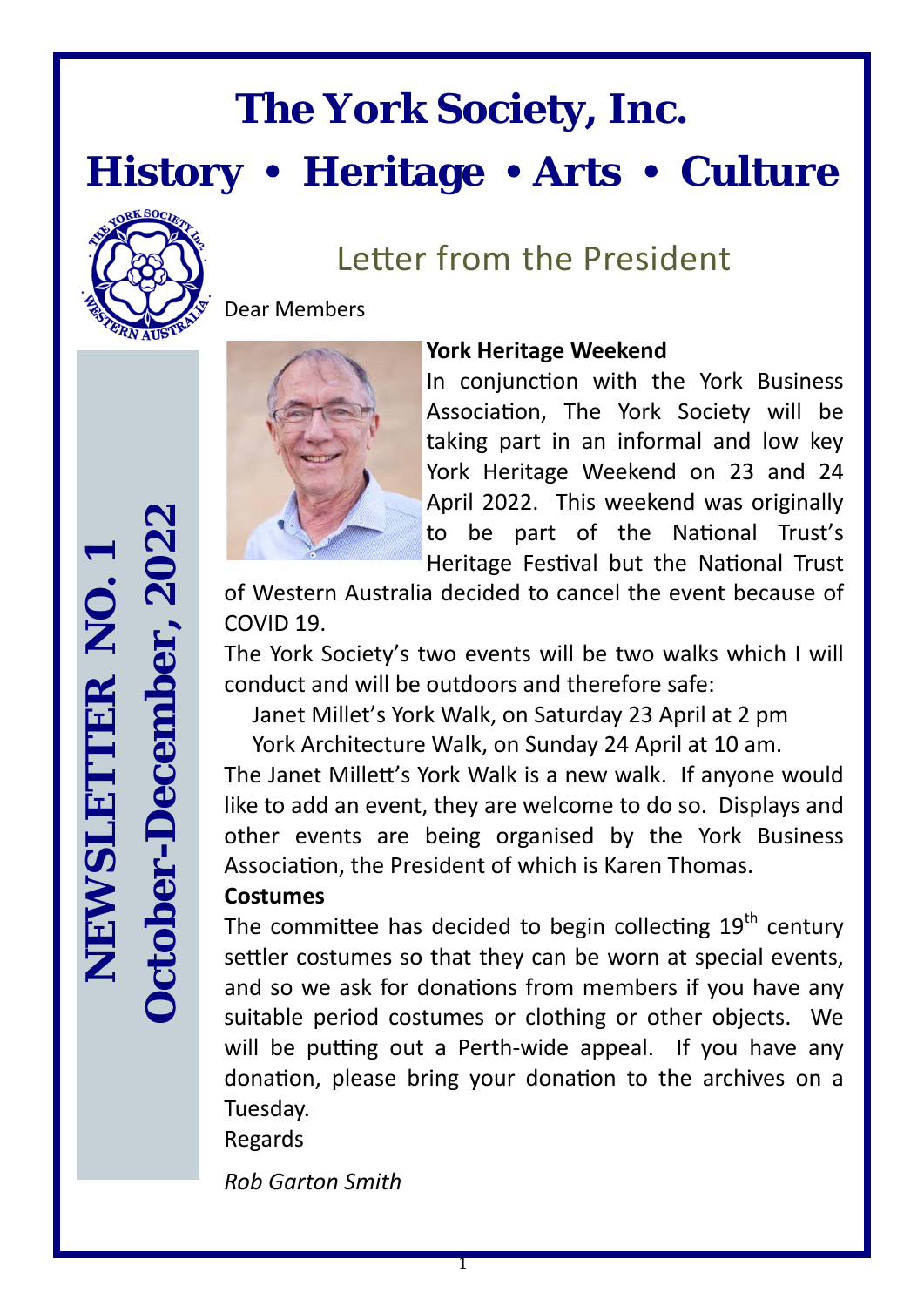# The York Society, Inc.

## History • Heritage • Arts • Culture

**NEWSLETTER NO. 1**
**October-December, 2022**

## Letter from the President

Dear Members

**York Heritage Weekend**

In conjunction with the York Business Association, The York Society will be taking part in an informal and low key York Heritage Weekend on 23 and 24 April 2022. This weekend was originally to be part of the National Trust's Heritage Festival but the National Trust of Western Australia decided to cancel the event because of COVID 19.

The York Society's two events will be two walks which I will conduct and will be outdoors and therefore safe:

Janet Millet's York Walk, on Saturday 23 April at 2 pm

York Architecture Walk, on Sunday 24 April at 10 am.

The Janet Millett's York Walk is a new walk. If anyone would like to add an event, they are welcome to do so. Displays and other events are being organised by the York Business Association, the President of which is Karen Thomas.

**Costumes**

The committee has decided to begin collecting 19th century settler costumes so that they can be worn at special events, and so we ask for donations from members if you have any suitable period costumes or clothing or other objects. We will be putting out a Perth-wide appeal. If you have any donation, please bring your donation to the archives on a Tuesday.

Regards

*Rob Garton Smith*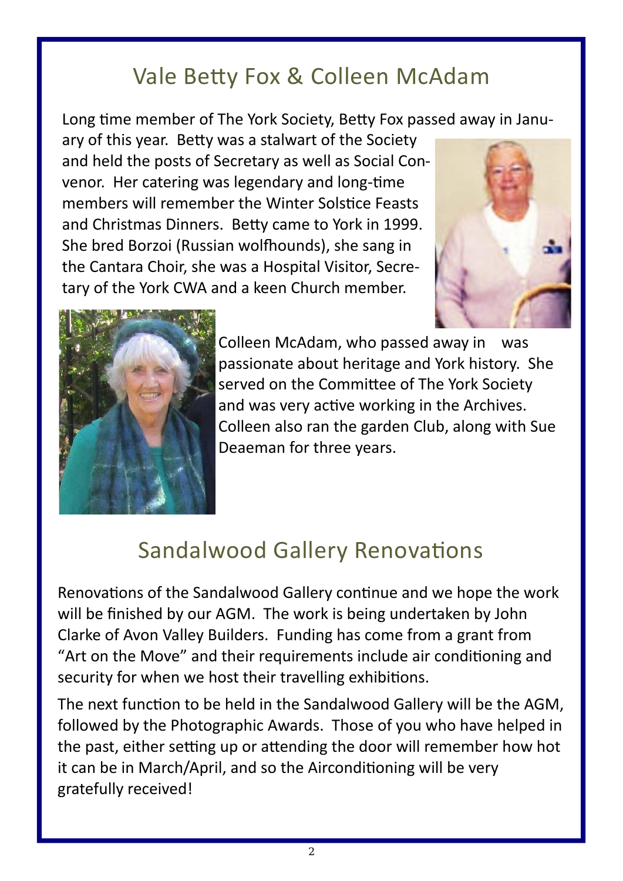## Vale Betty Fox & Colleen McAdam

Long time member of The York Society, Betty Fox passed away in January of this year. Betty was a stalwart of the Society and held the posts of Secretary as well as Social Convenor. Her catering was legendary and long-time members will remember the Winter Solstice Feasts and Christmas Dinners. Betty came to York in 1999. She bred Borzoi (Russian wolfhounds), she sang in the Cantara Choir, she was a Hospital Visitor, Secretary of the York CWA and a keen Church member.

Colleen McAdam, who passed away in was passionate about heritage and York history. She served on the Committee of The York Society and was very active working in the Archives. Colleen also ran the garden Club, along with Sue Deaeman for three years.

## Sandalwood Gallery Renovations

Renovations of the Sandalwood Gallery continue and we hope the work will be finished by our AGM. The work is being undertaken by John Clarke of Avon Valley Builders. Funding has come from a grant from "Art on the Move" and their requirements include air conditioning and security for when we host their travelling exhibitions.

The next function to be held in the Sandalwood Gallery will be the AGM, followed by the Photographic Awards. Those of you who have helped in the past, either setting up or attending the door will remember how hot it can be in March/April, and so the Airconditioning will be very gratefully received!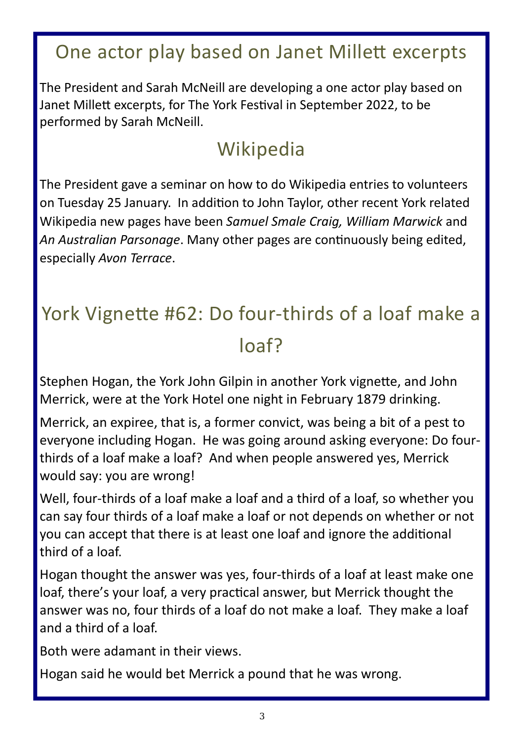## One actor play based on Janet Millett excerpts

The President and Sarah McNeill are developing a one actor play based on Janet Millett excerpts, for The York Festival in September 2022, to be performed by Sarah McNeill.

## Wikipedia

The President gave a seminar on how to do Wikipedia entries to volunteers on Tuesday 25 January. In addition to John Taylor, other recent York related Wikipedia new pages have been *Samuel Smale Craig, William Marwick* and *An Australian Parsonage*. Many other pages are continuously being edited, especially *Avon Terrace*.

## York Vignette #62: Do four-thirds of a loaf make a loaf?

Stephen Hogan, the York John Gilpin in another York vignette, and John Merrick, were at the York Hotel one night in February 1879 drinking.

Merrick, an expiree, that is, a former convict, was being a bit of a pest to everyone including Hogan. He was going around asking everyone: Do four-thirds of a loaf make a loaf? And when people answered yes, Merrick would say: you are wrong!

Well, four-thirds of a loaf make a loaf and a third of a loaf, so whether you can say four thirds of a loaf make a loaf or not depends on whether or not you can accept that there is at least one loaf and ignore the additional third of a loaf.

Hogan thought the answer was yes, four-thirds of a loaf at least make one loaf, there's your loaf, a very practical answer, but Merrick thought the answer was no, four thirds of a loaf do not make a loaf. They make a loaf and a third of a loaf.

Both were adamant in their views.

Hogan said he would bet Merrick a pound that he was wrong.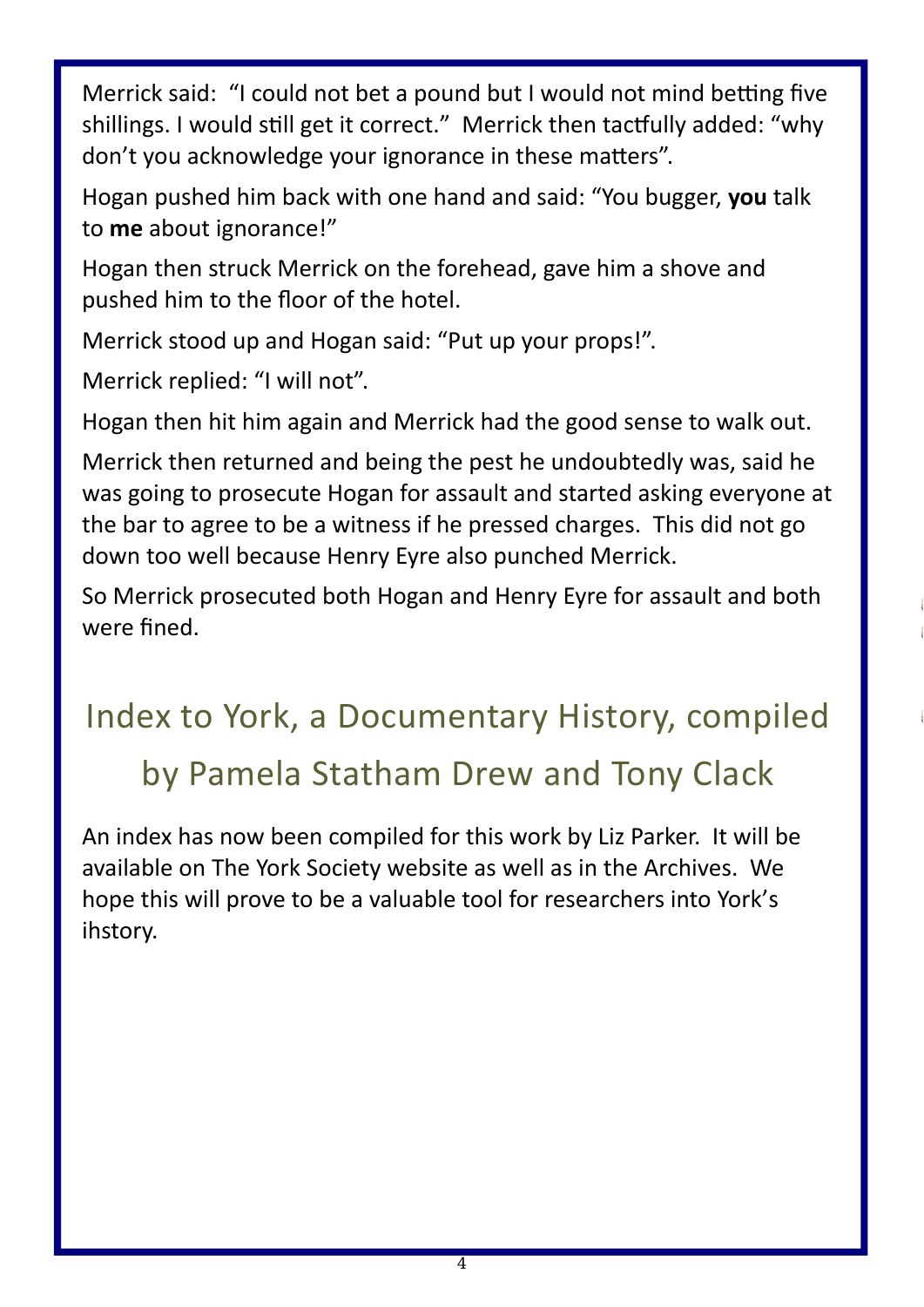Merrick said: "I could not bet a pound but I would not mind betting five shillings. I would still get it correct." Merrick then tactfully added: "why don't you acknowledge your ignorance in these matters".

Hogan pushed him back with one hand and said: "You bugger, **you** talk to **me** about ignorance!"

Hogan then struck Merrick on the forehead, gave him a shove and pushed him to the floor of the hotel.

Merrick stood up and Hogan said: "Put up your props!".

Merrick replied: "I will not".

Hogan then hit him again and Merrick had the good sense to walk out.

Merrick then returned and being the pest he undoubtedly was, said he was going to prosecute Hogan for assault and started asking everyone at the bar to agree to be a witness if he pressed charges. This did not go down too well because Henry Eyre also punched Merrick.

So Merrick prosecuted both Hogan and Henry Eyre for assault and both were fined.

## Index to York, a Documentary History, compiled by Pamela Statham Drew and Tony Clack

An index has now been compiled for this work by Liz Parker. It will be available on The York Society website as well as in the Archives. We hope this will prove to be a valuable tool for researchers into York's ihstory.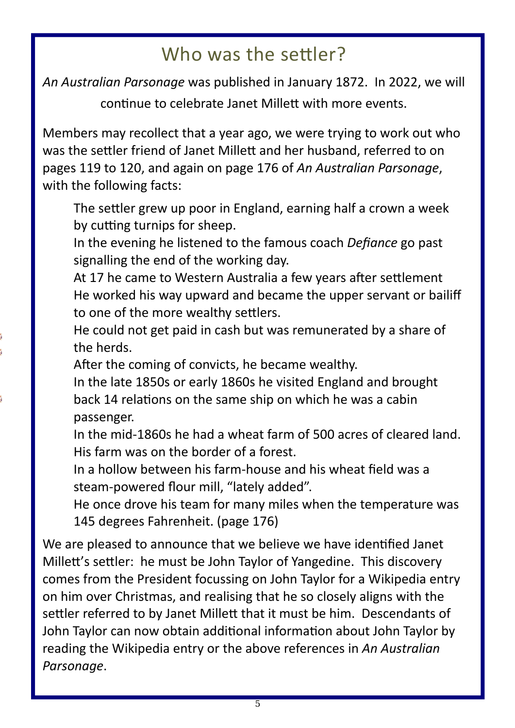# Who was the settler?

*An Australian Parsonage* was published in January 1872. In 2022, we will continue to celebrate Janet Millett with more events.

Members may recollect that a year ago, we were trying to work out who was the settler friend of Janet Millett and her husband, referred to on pages 119 to 120, and again on page 176 of *An Australian Parsonage*, with the following facts:

> The settler grew up poor in England, earning half a crown a week by cutting turnips for sheep.
>
> In the evening he listened to the famous coach *Defiance* go past signalling the end of the working day.
>
> At 17 he came to Western Australia a few years after settlement
>
> He worked his way upward and became the upper servant or bailiff to one of the more wealthy settlers.
>
> He could not get paid in cash but was remunerated by a share of the herds.
>
> After the coming of convicts, he became wealthy.
>
> In the late 1850s or early 1860s he visited England and brought back 14 relations on the same ship on which he was a cabin passenger.
>
> In the mid-1860s he had a wheat farm of 500 acres of cleared land.
>
> His farm was on the border of a forest.
>
> In a hollow between his farm-house and his wheat field was a steam-powered flour mill, "lately added".
>
> He once drove his team for many miles when the temperature was 145 degrees Fahrenheit. (page 176)

We are pleased to announce that we believe we have identified Janet Millett's settler: he must be John Taylor of Yangedine. This discovery comes from the President focussing on John Taylor for a Wikipedia entry on him over Christmas, and realising that he so closely aligns with the settler referred to by Janet Millett that it must be him. Descendants of John Taylor can now obtain additional information about John Taylor by reading the Wikipedia entry or the above references in *An Australian Parsonage*.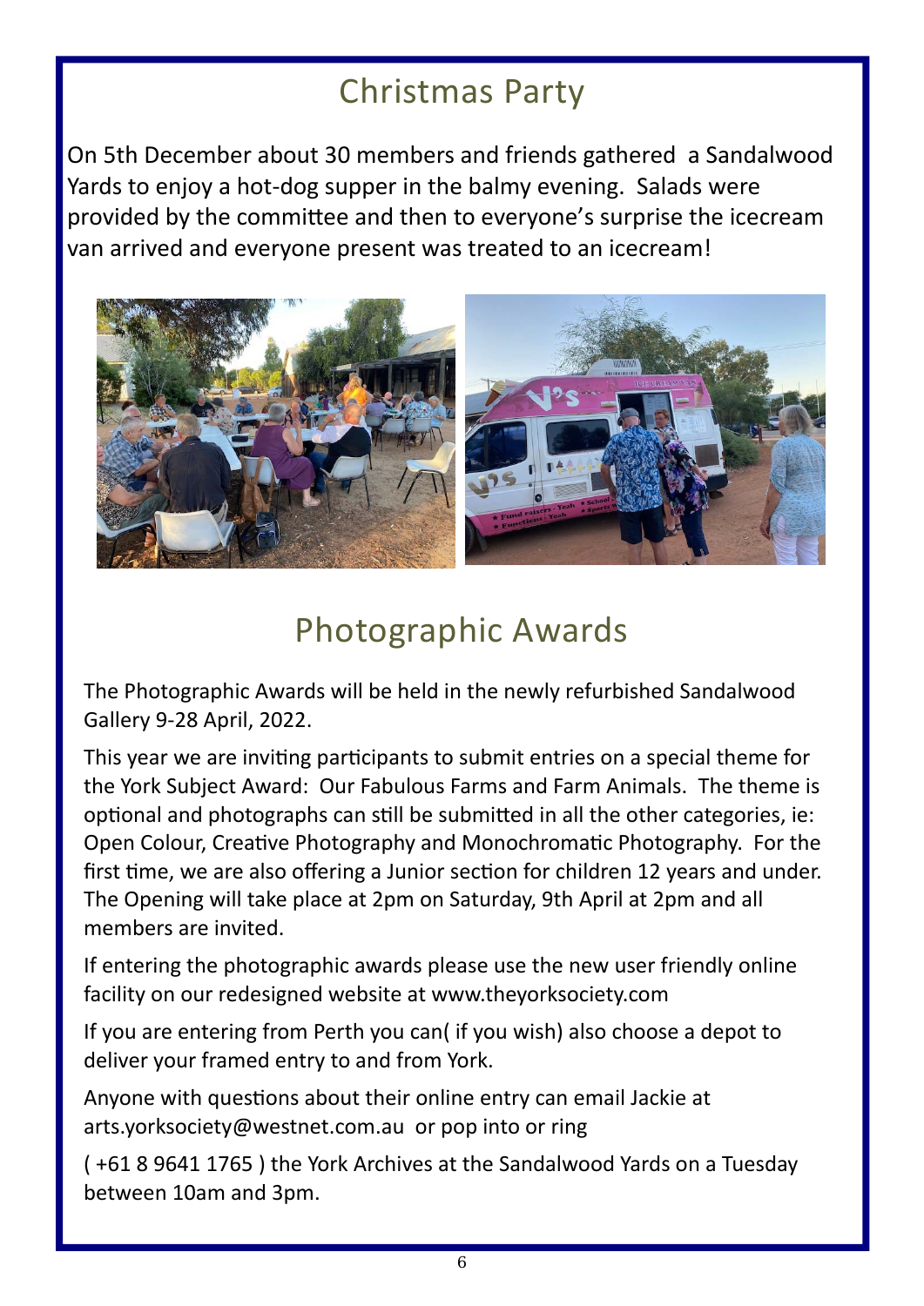# Christmas Party

On 5th December about 30 members and friends gathered a Sandalwood Yards to enjoy a hot-dog supper in the balmy evening. Salads were provided by the committee and then to everyone's surprise the icecream van arrived and everyone present was treated to an icecream!

# Photographic Awards

The Photographic Awards will be held in the newly refurbished Sandalwood Gallery 9-28 April, 2022.

This year we are inviting participants to submit entries on a special theme for the York Subject Award: Our Fabulous Farms and Farm Animals. The theme is optional and photographs can still be submitted in all the other categories, ie: Open Colour, Creative Photography and Monochromatic Photography. For the first time, we are also offering a Junior section for children 12 years and under. The Opening will take place at 2pm on Saturday, 9th April at 2pm and all members are invited.

If entering the photographic awards please use the new user friendly online facility on our redesigned website at www.theyorksociety.com

If you are entering from Perth you can( if you wish) also choose a depot to deliver your framed entry to and from York.

Anyone with questions about their online entry can email Jackie at arts.yorksociety@westnet.com.au or pop into or ring

( +61 8 9641 1765 ) the York Archives at the Sandalwood Yards on a Tuesday between 10am and 3pm.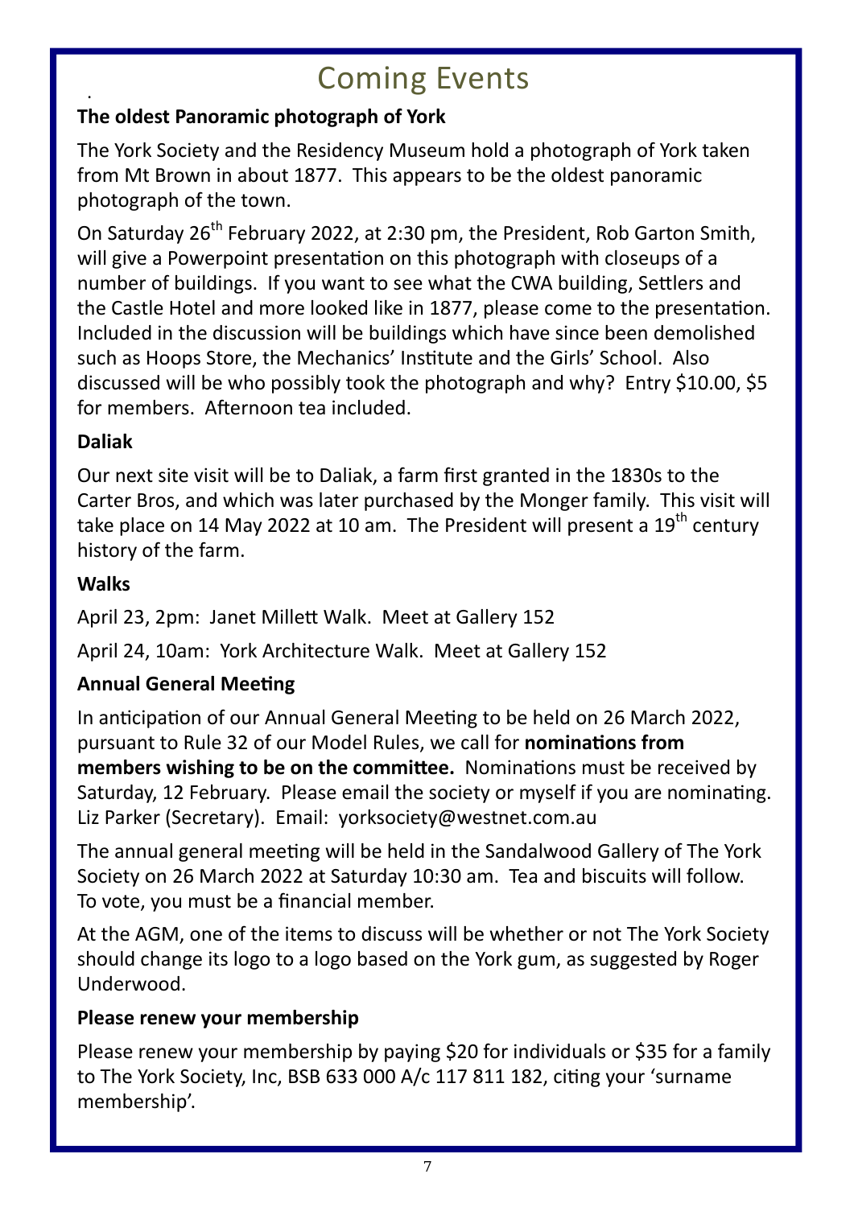# Coming Events

### The oldest Panoramic photograph of York

The York Society and the Residency Museum hold a photograph of York taken from Mt Brown in about 1877. This appears to be the oldest panoramic photograph of the town.

On Saturday 26th February 2022, at 2:30 pm, the President, Rob Garton Smith, will give a Powerpoint presentation on this photograph with closeups of a number of buildings. If you want to see what the CWA building, Settlers and the Castle Hotel and more looked like in 1877, please come to the presentation. Included in the discussion will be buildings which have since been demolished such as Hoops Store, the Mechanics' Institute and the Girls' School. Also discussed will be who possibly took the photograph and why? Entry $10.00, $5 for members. Afternoon tea included.

### Daliak

Our next site visit will be to Daliak, a farm first granted in the 1830s to the Carter Bros, and which was later purchased by the Monger family. This visit will take place on 14 May 2022 at 10 am. The President will present a 19th century history of the farm.

### Walks

April 23, 2pm: Janet Millett Walk. Meet at Gallery 152

April 24, 10am: York Architecture Walk. Meet at Gallery 152

### Annual General Meeting

In anticipation of our Annual General Meeting to be held on 26 March 2022, pursuant to Rule 32 of our Model Rules, we call for **nominations from members wishing to be on the committee.** Nominations must be received by Saturday, 12 February. Please email the society or myself if you are nominating. Liz Parker (Secretary). Email: yorksociety@westnet.com.au

The annual general meeting will be held in the Sandalwood Gallery of The York Society on 26 March 2022 at Saturday 10:30 am. Tea and biscuits will follow. To vote, you must be a financial member.

At the AGM, one of the items to discuss will be whether or not The York Society should change its logo to a logo based on the York gum, as suggested by Roger Underwood.

### Please renew your membership

Please renew your membership by paying $20 for individuals or $35 for a family to The York Society, Inc, BSB 633 000 A/c 117 811 182, citing your 'surname membership'.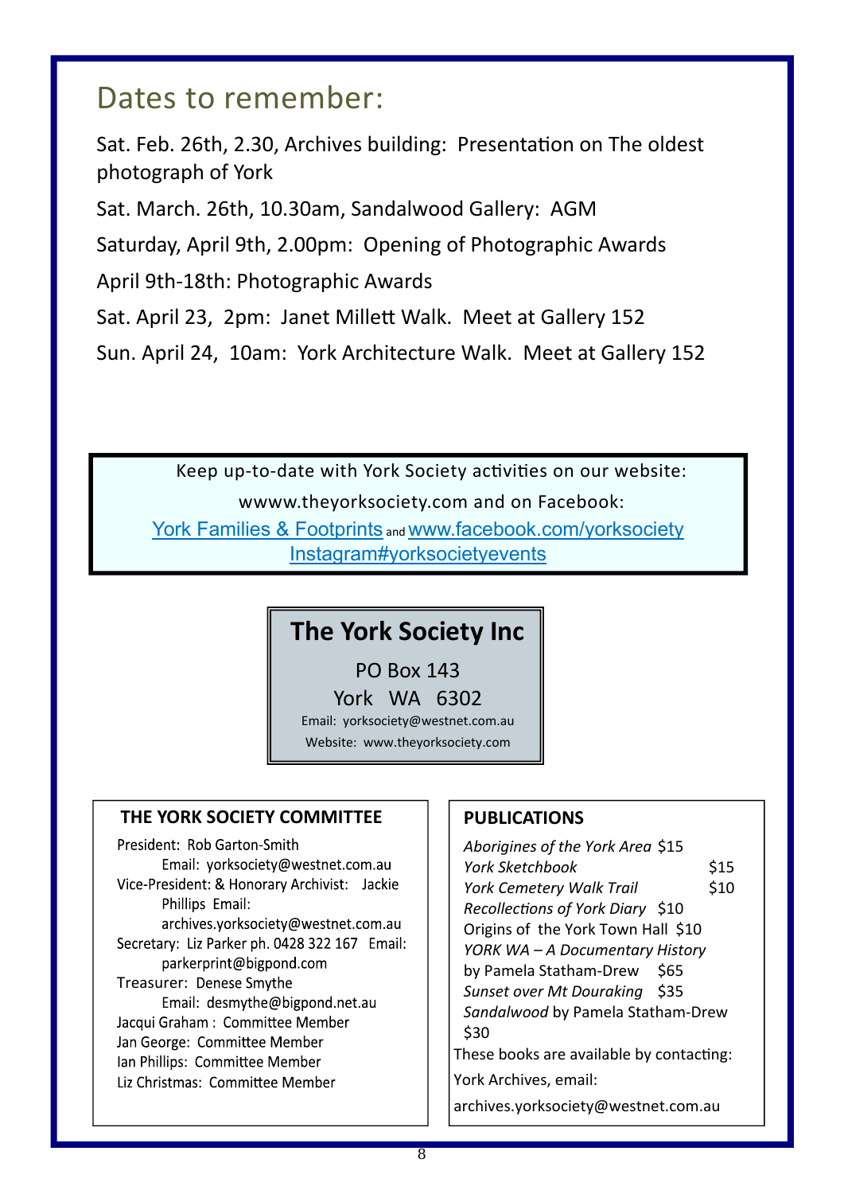## Dates to remember:

Sat. Feb. 26th, 2.30, Archives building: Presentation on The oldest photograph of York

Sat. March. 26th, 10.30am, Sandalwood Gallery: AGM

Saturday, April 9th, 2.00pm: Opening of Photographic Awards

April 9th-18th: Photographic Awards

Sat. April 23, 2pm: Janet Millett Walk. Meet at Gallery 152

Sun. April 24, 10am: York Architecture Walk. Meet at Gallery 152

Keep up-to-date with York Society activities on our website:

wwww.theyorksociety.com and on Facebook:

York Families & Footprints and www.facebook.com/yorksociety

Instagram#yorksocietyevents

**The York Society Inc**

PO Box 143

York WA 6302

Email: yorksociety@westnet.com.au

Website: www.theyorksociety.com

**THE YORK SOCIETY COMMITTEE**

President: Rob Garton-Smith
Email: yorksociety@westnet.com.au

Vice-President: & Honorary Archivist: Jackie Phillips Email: archives.yorksociety@westnet.com.au

Secretary: Liz Parker ph. 0428 322 167 Email: parkerprint@bigpond.com

Treasurer: Denese Smythe
Email: desmythe@bigpond.net.au

Jacqui Graham : Committee Member

Jan George: Committee Member

Ian Phillips: Committee Member

Liz Christmas: Committee Member

**PUBLICATIONS**

*Aborigines of the York Area* $15

*York Sketchbook* $15

*York Cemetery Walk Trail* $10

*Recollections of York Diary* $10

Origins of the York Town Hall $10

*YORK WA – A Documentary History* by Pamela Statham-Drew $65

*Sunset over Mt Douraking* $35

*Sandalwood* by Pamela Statham-Drew $30

These books are available by contacting:

York Archives, email:

archives.yorksociety@westnet.com.au